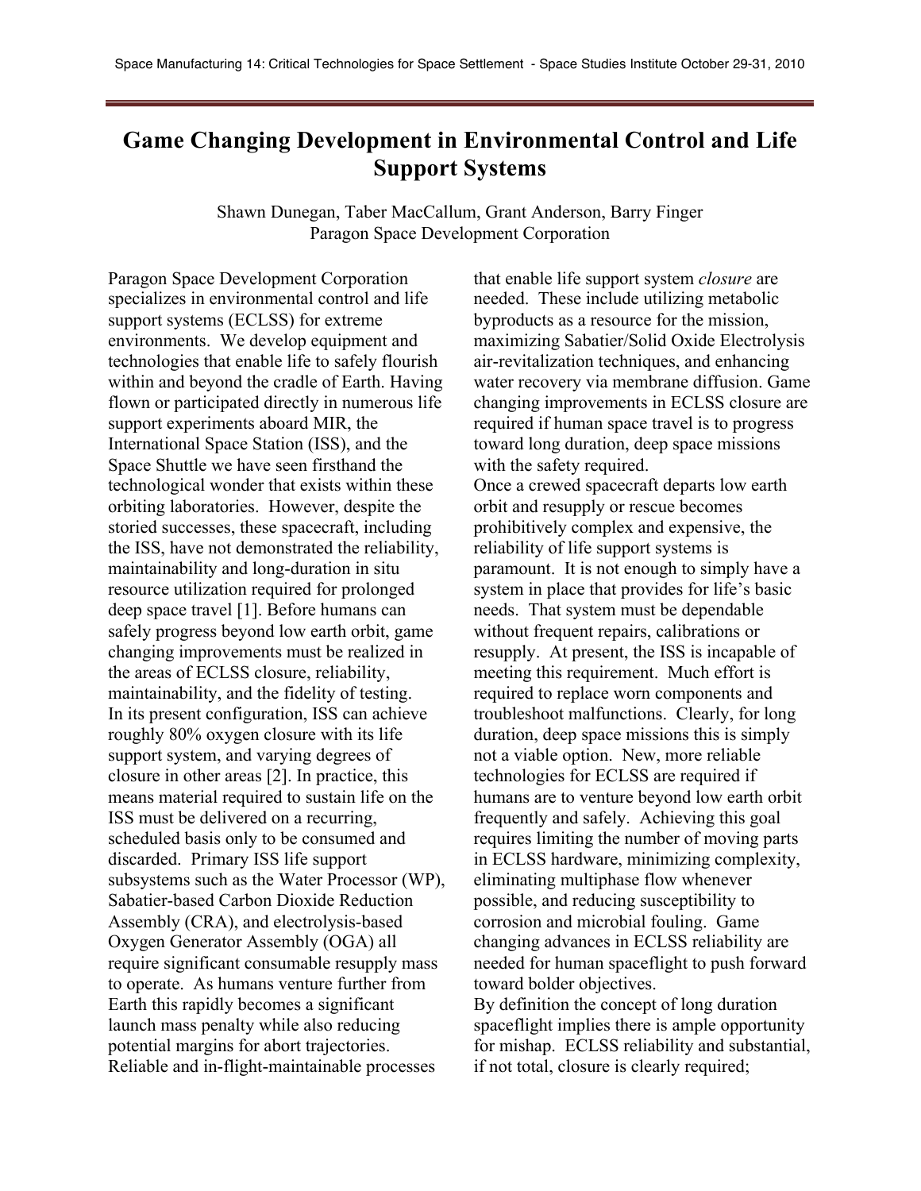# Game Changing Development in Environmental Control and Life Support Systems

Shawn Dunegan, Taber MacCallum, Grant Anderson, Barry Finger
Paragon Space Development Corporation

Paragon Space Development Corporation specializes in environmental control and life support systems (ECLSS) for extreme environments. We develop equipment and technologies that enable life to safely flourish within and beyond the cradle of Earth. Having flown or participated directly in numerous life support experiments aboard MIR, the International Space Station (ISS), and the Space Shuttle we have seen firsthand the technological wonder that exists within these orbiting laboratories. However, despite the storied successes, these spacecraft, including the ISS, have not demonstrated the reliability, maintainability and long-duration in situ resource utilization required for prolonged deep space travel [1]. Before humans can safely progress beyond low earth orbit, game changing improvements must be realized in the areas of ECLSS closure, reliability, maintainability, and the fidelity of testing.

In its present configuration, ISS can achieve roughly 80% oxygen closure with its life support system, and varying degrees of closure in other areas [2]. In practice, this means material required to sustain life on the ISS must be delivered on a recurring, scheduled basis only to be consumed and discarded. Primary ISS life support subsystems such as the Water Processor (WP), Sabatier-based Carbon Dioxide Reduction Assembly (CRA), and electrolysis-based Oxygen Generator Assembly (OGA) all require significant consumable resupply mass to operate. As humans venture further from Earth this rapidly becomes a significant launch mass penalty while also reducing potential margins for abort trajectories. Reliable and in-flight-maintainable processes that enable life support system *closure* are needed. These include utilizing metabolic byproducts as a resource for the mission, maximizing Sabatier/Solid Oxide Electrolysis air-revitalization techniques, and enhancing water recovery via membrane diffusion. Game changing improvements in ECLSS closure are required if human space travel is to progress toward long duration, deep space missions with the safety required.

Once a crewed spacecraft departs low earth orbit and resupply or rescue becomes prohibitively complex and expensive, the reliability of life support systems is paramount. It is not enough to simply have a system in place that provides for life's basic needs. That system must be dependable without frequent repairs, calibrations or resupply. At present, the ISS is incapable of meeting this requirement. Much effort is required to replace worn components and troubleshoot malfunctions. Clearly, for long duration, deep space missions this is simply not a viable option. New, more reliable technologies for ECLSS are required if humans are to venture beyond low earth orbit frequently and safely. Achieving this goal requires limiting the number of moving parts in ECLSS hardware, minimizing complexity, eliminating multiphase flow whenever possible, and reducing susceptibility to corrosion and microbial fouling. Game changing advances in ECLSS reliability are needed for human spaceflight to push forward toward bolder objectives.

By definition the concept of long duration spaceflight implies there is ample opportunity for mishap. ECLSS reliability and substantial, if not total, closure is clearly required;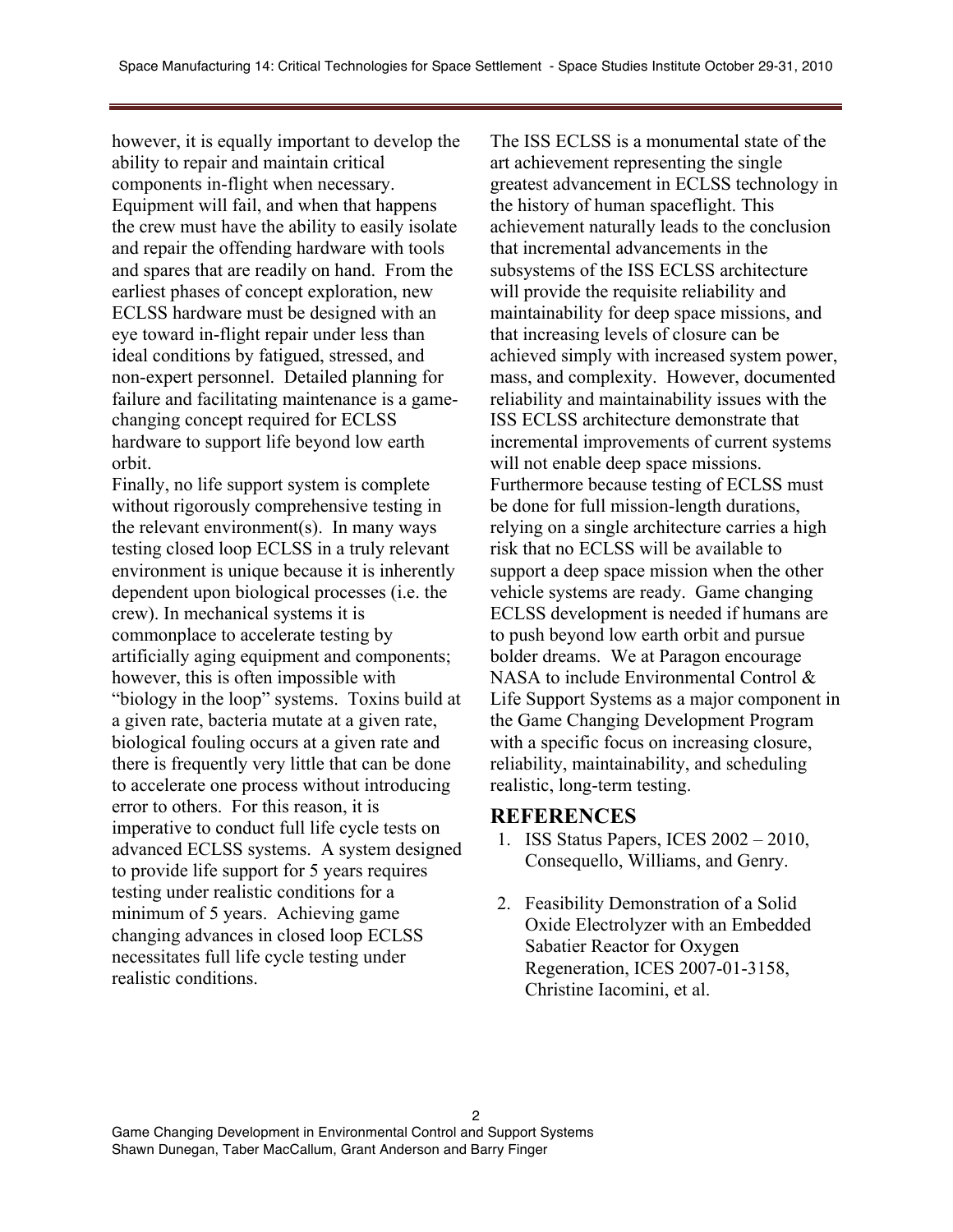however, it is equally important to develop the ability to repair and maintain critical components in-flight when necessary. Equipment will fail, and when that happens the crew must have the ability to easily isolate and repair the offending hardware with tools and spares that are readily on hand. From the earliest phases of concept exploration, new ECLSS hardware must be designed with an eye toward in-flight repair under less than ideal conditions by fatigued, stressed, and non-expert personnel. Detailed planning for failure and facilitating maintenance is a game-changing concept required for ECLSS hardware to support life beyond low earth orbit.

Finally, no life support system is complete without rigorously comprehensive testing in the relevant environment(s). In many ways testing closed loop ECLSS in a truly relevant environment is unique because it is inherently dependent upon biological processes (i.e. the crew). In mechanical systems it is commonplace to accelerate testing by artificially aging equipment and components; however, this is often impossible with "biology in the loop" systems. Toxins build at a given rate, bacteria mutate at a given rate, biological fouling occurs at a given rate and there is frequently very little that can be done to accelerate one process without introducing error to others. For this reason, it is imperative to conduct full life cycle tests on advanced ECLSS systems. A system designed to provide life support for 5 years requires testing under realistic conditions for a minimum of 5 years. Achieving game changing advances in closed loop ECLSS necessitates full life cycle testing under realistic conditions.

The ISS ECLSS is a monumental state of the art achievement representing the single greatest advancement in ECLSS technology in the history of human spaceflight. This achievement naturally leads to the conclusion that incremental advancements in the subsystems of the ISS ECLSS architecture will provide the requisite reliability and maintainability for deep space missions, and that increasing levels of closure can be achieved simply with increased system power, mass, and complexity. However, documented reliability and maintainability issues with the ISS ECLSS architecture demonstrate that incremental improvements of current systems will not enable deep space missions. Furthermore because testing of ECLSS must be done for full mission-length durations, relying on a single architecture carries a high risk that no ECLSS will be available to support a deep space mission when the other vehicle systems are ready. Game changing ECLSS development is needed if humans are to push beyond low earth orbit and pursue bolder dreams. We at Paragon encourage NASA to include Environmental Control & Life Support Systems as a major component in the Game Changing Development Program with a specific focus on increasing closure, reliability, maintainability, and scheduling realistic, long-term testing.

## REFERENCES

1. ISS Status Papers, ICES 2002 – 2010, Consequello, Williams, and Genry.

2. Feasibility Demonstration of a Solid Oxide Electrolyzer with an Embedded Sabatier Reactor for Oxygen Regeneration, ICES 2007-01-3158, Christine Iacomini, et al.